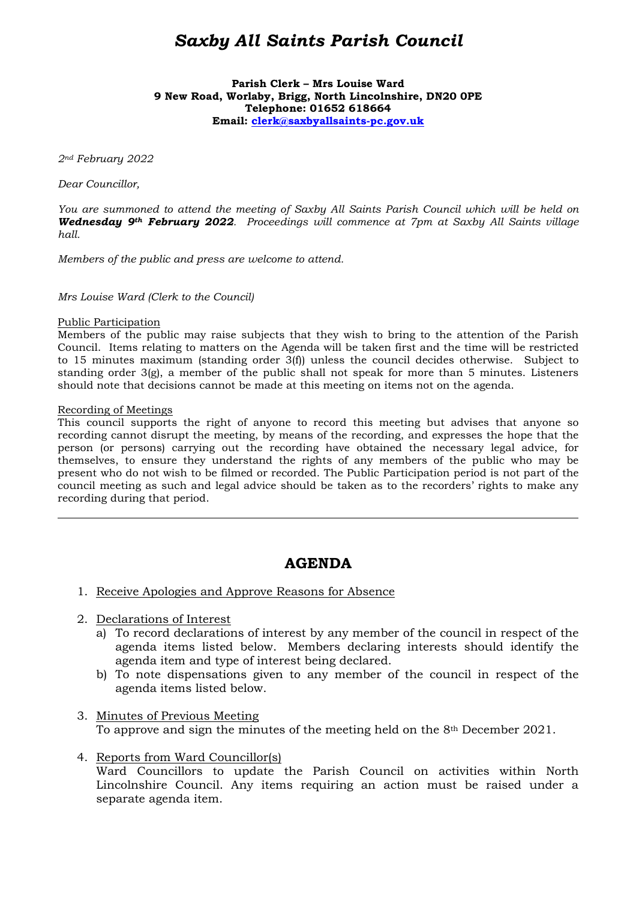# *Saxby All Saints Parish Council*

**Parish Clerk – Mrs Louise Ward**
**9 New Road, Worlaby, Brigg, North Lincolnshire, DN20 0PE**
**Telephone: 01652 618664**
**Email: clerk@saxbyallsaints-pc.gov.uk**

*2nd February 2022*

*Dear Councillor,*

*You are summoned to attend the meeting of Saxby All Saints Parish Council which will be held on **Wednesday 9th February 2022**. Proceedings will commence at 7pm at Saxby All Saints village hall.*

*Members of the public and press are welcome to attend.*

*Mrs Louise Ward (Clerk to the Council)*

Public Participation
Members of the public may raise subjects that they wish to bring to the attention of the Parish Council. Items relating to matters on the Agenda will be taken first and the time will be restricted to 15 minutes maximum (standing order 3(f)) unless the council decides otherwise. Subject to standing order 3(g), a member of the public shall not speak for more than 5 minutes. Listeners should note that decisions cannot be made at this meeting on items not on the agenda.

Recording of Meetings
This council supports the right of anyone to record this meeting but advises that anyone so recording cannot disrupt the meeting, by means of the recording, and expresses the hope that the person (or persons) carrying out the recording have obtained the necessary legal advice, for themselves, to ensure they understand the rights of any members of the public who may be present who do not wish to be filmed or recorded. The Public Participation period is not part of the council meeting as such and legal advice should be taken as to the recorders' rights to make any recording during that period.

---

## AGENDA

1. Receive Apologies and Approve Reasons for Absence

2. Declarations of Interest
   a) To record declarations of interest by any member of the council in respect of the agenda items listed below. Members declaring interests should identify the agenda item and type of interest being declared.
   b) To note dispensations given to any member of the council in respect of the agenda items listed below.

3. Minutes of Previous Meeting
   To approve and sign the minutes of the meeting held on the 8th December 2021.

4. Reports from Ward Councillor(s)
   Ward Councillors to update the Parish Council on activities within North Lincolnshire Council. Any items requiring an action must be raised under a separate agenda item.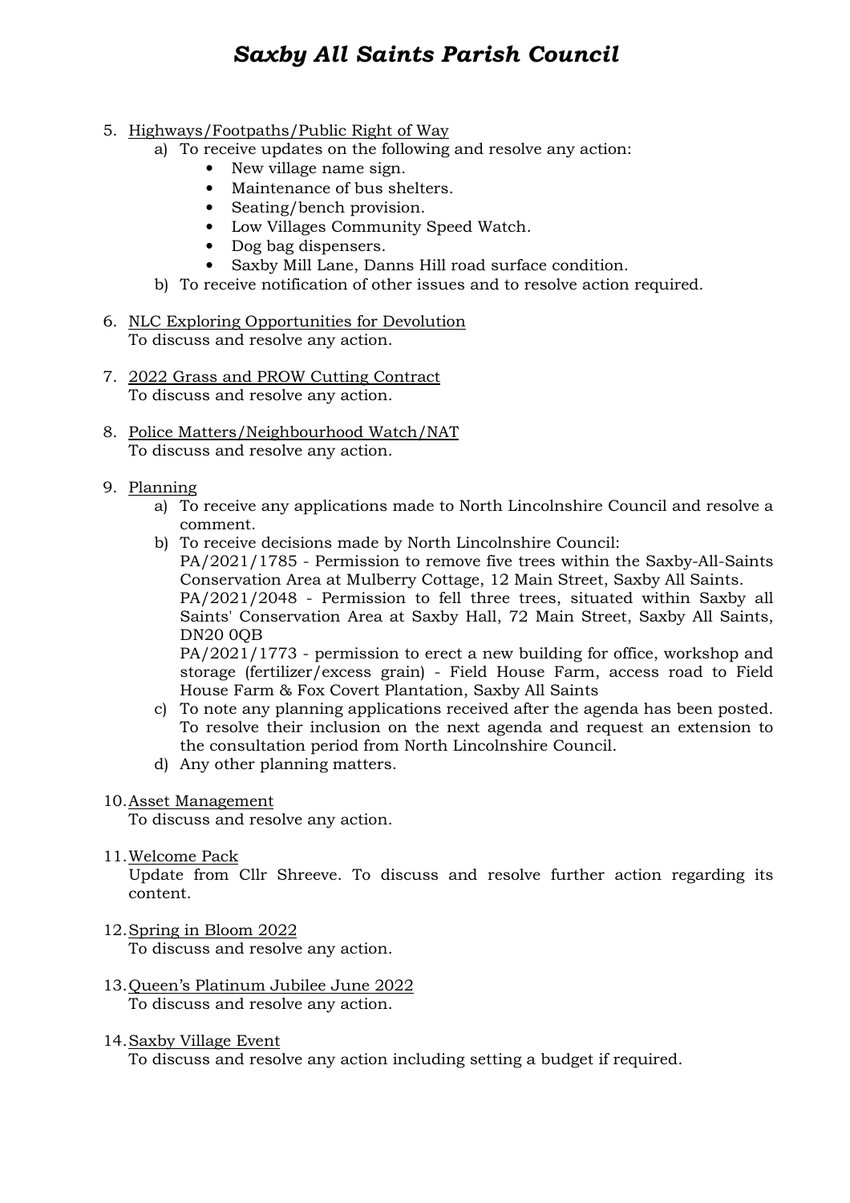5. <u>Highways/Footpaths/Public Right of Way</u>
    a) To receive updates on the following and resolve any action:
        - New village name sign.
        - Maintenance of bus shelters.
        - Seating/bench provision.
        - Low Villages Community Speed Watch.
        - Dog bag dispensers.
        - Saxby Mill Lane, Danns Hill road surface condition.
    b) To receive notification of other issues and to resolve action required.

6. <u>NLC Exploring Opportunities for Devolution</u>
   To discuss and resolve any action.

7. <u>2022 Grass and PROW Cutting Contract</u>
   To discuss and resolve any action.

8. <u>Police Matters/Neighbourhood Watch/NAT</u>
   To discuss and resolve any action.

9. <u>Planning</u>
    a) To receive any applications made to North Lincolnshire Council and resolve a comment.
    b) To receive decisions made by North Lincolnshire Council:
       PA/2021/1785 - Permission to remove five trees within the Saxby-All-Saints Conservation Area at Mulberry Cottage, 12 Main Street, Saxby All Saints.
       PA/2021/2048 - Permission to fell three trees, situated within Saxby all Saints' Conservation Area at Saxby Hall, 72 Main Street, Saxby All Saints, DN20 0QB
       PA/2021/1773 - permission to erect a new building for office, workshop and storage (fertilizer/excess grain) - Field House Farm, access road to Field House Farm & Fox Covert Plantation, Saxby All Saints
    c) To note any planning applications received after the agenda has been posted. To resolve their inclusion on the next agenda and request an extension to the consultation period from North Lincolnshire Council.
    d) Any other planning matters.

10. <u>Asset Management</u>
    To discuss and resolve any action.

11. <u>Welcome Pack</u>
    Update from Cllr Shreeve. To discuss and resolve further action regarding its content.

12. <u>Spring in Bloom 2022</u>
    To discuss and resolve any action.

13. <u>Queen's Platinum Jubilee June 2022</u>
    To discuss and resolve any action.

14. <u>Saxby Village Event</u>
    To discuss and resolve any action including setting a budget if required.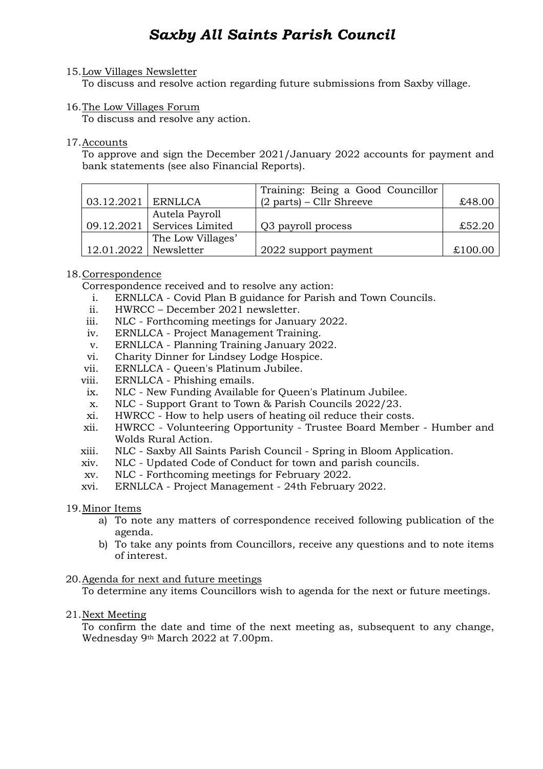# *Saxby All Saints Parish Council*

15. Low Villages Newsletter

    To discuss and resolve action regarding future submissions from Saxby village.

16. The Low Villages Forum

    To discuss and resolve any action.

17. Accounts

    To approve and sign the December 2021/January 2022 accounts for payment and bank statements (see also Financial Reports).

| | | | |
|---|---|---|---|
| 03.12.2021 | ERNLLCA | Training: Being a Good Councillor (2 parts) – Cllr Shreeve | £48.00 |
| 09.12.2021 | Autela Payroll Services Limited | Q3 payroll process | £52.20 |
| 12.01.2022 | The Low Villages' Newsletter | 2022 support payment | £100.00 |

18. Correspondence

    Correspondence received and to resolve any action:

    i. ERNLLCA - Covid Plan B guidance for Parish and Town Councils.
    ii. HWRCC – December 2021 newsletter.
    iii. NLC - Forthcoming meetings for January 2022.
    iv. ERNLLCA - Project Management Training.
    v. ERNLLCA - Planning Training January 2022.
    vi. Charity Dinner for Lindsey Lodge Hospice.
    vii. ERNLLCA - Queen's Platinum Jubilee.
    viii. ERNLLCA - Phishing emails.
    ix. NLC - New Funding Available for Queen's Platinum Jubilee.
    x. NLC - Support Grant to Town & Parish Councils 2022/23.
    xi. HWRCC - How to help users of heating oil reduce their costs.
    xii. HWRCC - Volunteering Opportunity - Trustee Board Member - Humber and Wolds Rural Action.
    xiii. NLC - Saxby All Saints Parish Council - Spring in Bloom Application.
    xiv. NLC - Updated Code of Conduct for town and parish councils.
    xv. NLC - Forthcoming meetings for February 2022.
    xvi. ERNLLCA - Project Management - 24th February 2022.

19. Minor Items

    a) To note any matters of correspondence received following publication of the agenda.
    b) To take any points from Councillors, receive any questions and to note items of interest.

20. Agenda for next and future meetings

    To determine any items Councillors wish to agenda for the next or future meetings.

21. Next Meeting

    To confirm the date and time of the next meeting as, subsequent to any change, Wednesday 9th March 2022 at 7.00pm.